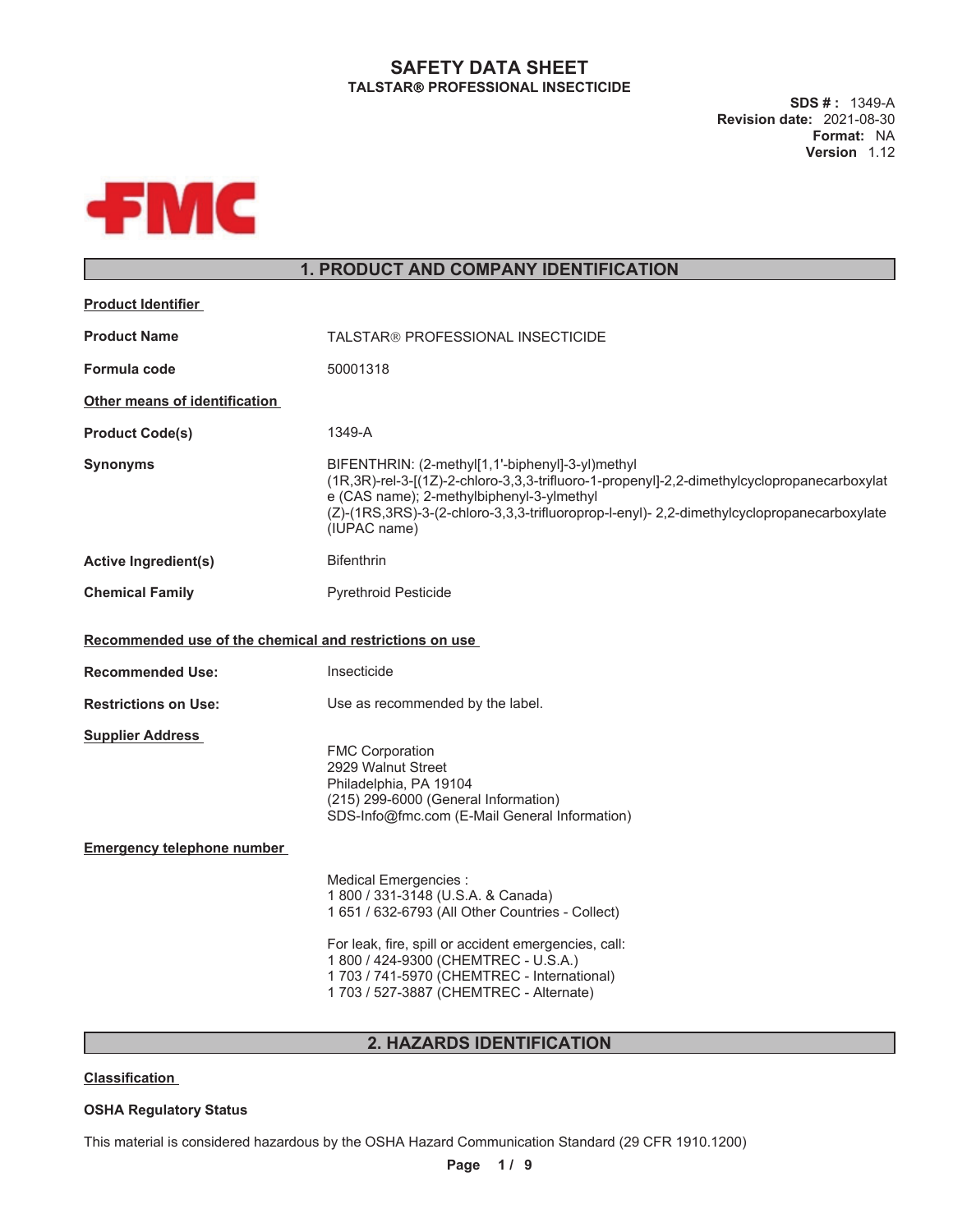# SAFETY DATA SHEET

**TALSTAR® PROFESSIONAL INSECTICIDE**

**SDS # :** 1349-A
**Revision date:** 2021-08-30
**Format:** NA
**Version** 1.12

FMC

## 1. PRODUCT AND COMPANY IDENTIFICATION

**Product Identifier**

| | |
|---|---|
| **Product Name** | TALSTAR® PROFESSIONAL INSECTICIDE |
| **Formula code** | 50001318 |

**Other means of identification**

| | |
|---|---|
| **Product Code(s)** | 1349-A |
| **Synonyms** | BIFENTHRIN: (2-methyl[1,1'-biphenyl]-3-yl)methyl (1R,3R)-rel-3-[(1Z)-2-chloro-3,3,3-trifluoro-1-propenyl]-2,2-dimethylcyclopropanecarboxylate (CAS name); 2-methylbiphenyl-3-ylmethyl (Z)-(1RS,3RS)-3-(2-chloro-3,3,3-trifluoroprop-l-enyl)- 2,2-dimethylcyclopropanecarboxylate (IUPAC name) |
| **Active Ingredient(s)** | Bifenthrin |
| **Chemical Family** | Pyrethroid Pesticide |

**Recommended use of the chemical and restrictions on use**

| | |
|---|---|
| **Recommended Use:** | Insecticide |
| **Restrictions on Use:** | Use as recommended by the label. |

**Supplier Address**

FMC Corporation
2929 Walnut Street
Philadelphia, PA 19104
(215) 299-6000 (General Information)
SDS-Info@fmc.com (E-Mail General Information)

**Emergency telephone number**

Medical Emergencies :
1 800 / 331-3148 (U.S.A. & Canada)
1 651 / 632-6793 (All Other Countries - Collect)

For leak, fire, spill or accident emergencies, call:
1 800 / 424-9300 (CHEMTREC - U.S.A.)
1 703 / 741-5970 (CHEMTREC - International)
1 703 / 527-3887 (CHEMTREC - Alternate)

## 2. HAZARDS IDENTIFICATION

**Classification**

**OSHA Regulatory Status**

This material is considered hazardous by the OSHA Hazard Communication Standard (29 CFR 1910.1200)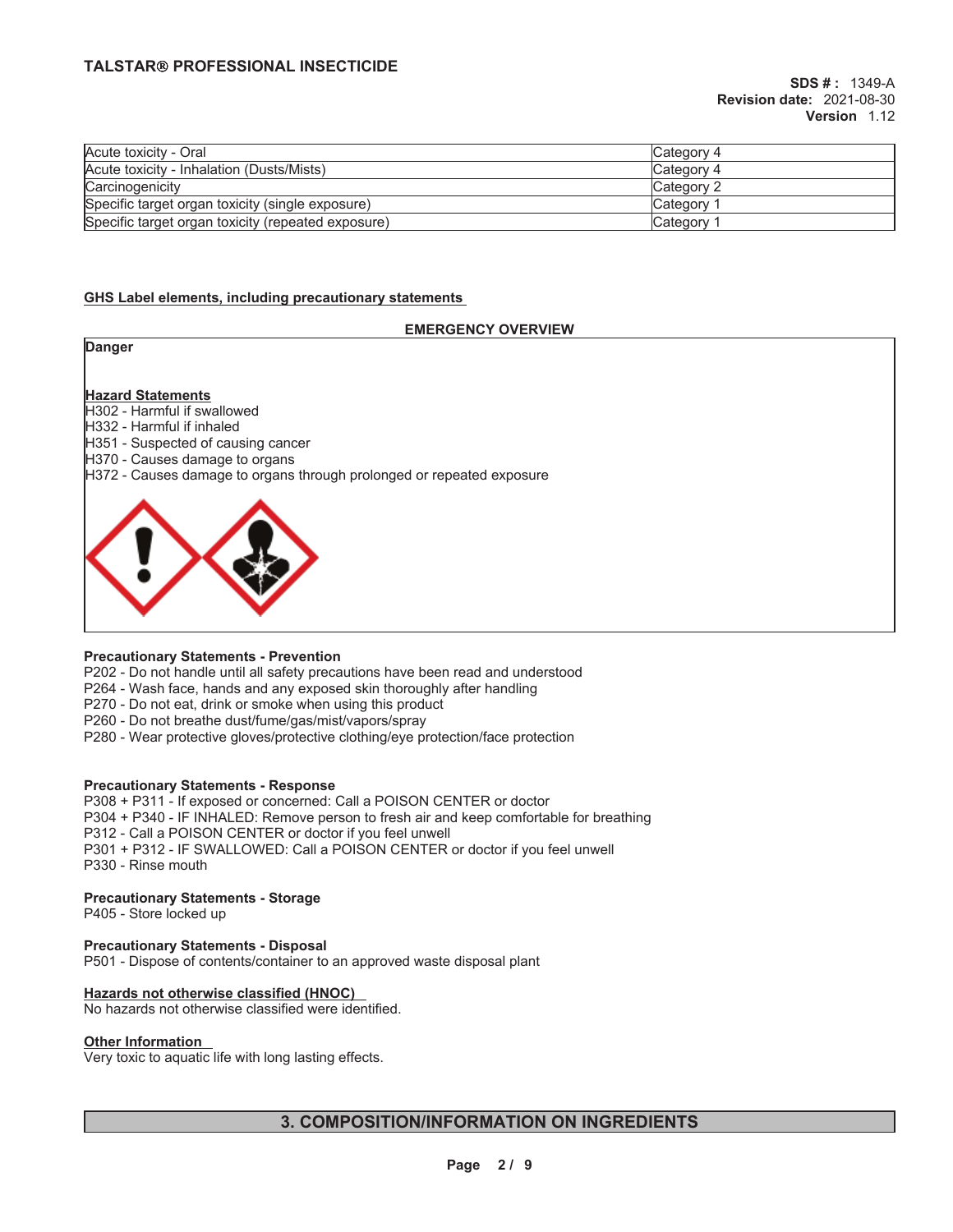| Acute toxicity - Oral | Category 4 |
|---|---|
| Acute toxicity - Inhalation (Dusts/Mists) | Category 4 |
| Carcinogenicity | Category 2 |
| Specific target organ toxicity (single exposure) | Category 1 |
| Specific target organ toxicity (repeated exposure) | Category 1 |

### GHS Label elements, including precautionary statements

**EMERGENCY OVERVIEW**

**Danger**

**Hazard Statements**
H302 - Harmful if swallowed
H332 - Harmful if inhaled
H351 - Suspected of causing cancer
H370 - Causes damage to organs
H372 - Causes damage to organs through prolonged or repeated exposure

**Precautionary Statements - Prevention**
P202 - Do not handle until all safety precautions have been read and understood
P264 - Wash face, hands and any exposed skin thoroughly after handling
P270 - Do not eat, drink or smoke when using this product
P260 - Do not breathe dust/fume/gas/mist/vapors/spray
P280 - Wear protective gloves/protective clothing/eye protection/face protection

**Precautionary Statements - Response**
P308 + P311 - If exposed or concerned: Call a POISON CENTER or doctor
P304 + P340 - IF INHALED: Remove person to fresh air and keep comfortable for breathing
P312 - Call a POISON CENTER or doctor if you feel unwell
P301 + P312 - IF SWALLOWED: Call a POISON CENTER or doctor if you feel unwell
P330 - Rinse mouth

**Precautionary Statements - Storage**
P405 - Store locked up

**Precautionary Statements - Disposal**
P501 - Dispose of contents/container to an approved waste disposal plant

### Hazards not otherwise classified (HNOC)
No hazards not otherwise classified were identified.

### Other Information
Very toxic to aquatic life with long lasting effects.

## 3. COMPOSITION/INFORMATION ON INGREDIENTS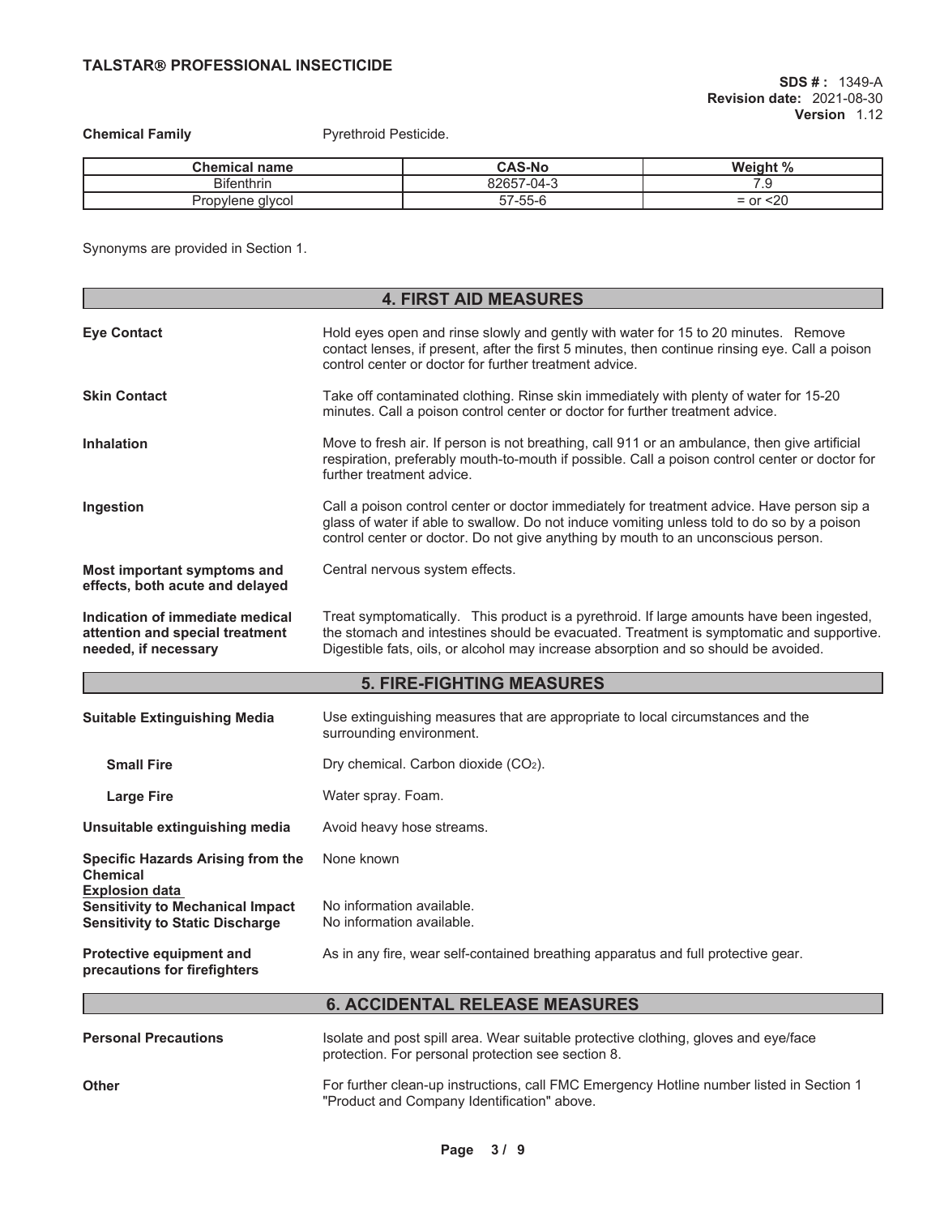**Chemical Family** Pyrethroid Pesticide.

| Chemical name | CAS-No | Weight % |
|---|---|---|
| Bifenthrin | 82657-04-3 | 7.9 |
| Propylene glycol | 57-55-6 | = or <20 |

Synonyms are provided in Section 1.

## 4. FIRST AID MEASURES

**Eye Contact**
Hold eyes open and rinse slowly and gently with water for 15 to 20 minutes. Remove contact lenses, if present, after the first 5 minutes, then continue rinsing eye. Call a poison control center or doctor for further treatment advice.

**Skin Contact**
Take off contaminated clothing. Rinse skin immediately with plenty of water for 15-20 minutes. Call a poison control center or doctor for further treatment advice.

**Inhalation**
Move to fresh air. If person is not breathing, call 911 or an ambulance, then give artificial respiration, preferably mouth-to-mouth if possible. Call a poison control center or doctor for further treatment advice.

**Ingestion**
Call a poison control center or doctor immediately for treatment advice. Have person sip a glass of water if able to swallow. Do not induce vomiting unless told to do so by a poison control center or doctor. Do not give anything by mouth to an unconscious person.

**Most important symptoms and effects, both acute and delayed**
Central nervous system effects.

**Indication of immediate medical attention and special treatment needed, if necessary**
Treat symptomatically. This product is a pyrethroid. If large amounts have been ingested, the stomach and intestines should be evacuated. Treatment is symptomatic and supportive. Digestible fats, oils, or alcohol may increase absorption and so should be avoided.

## 5. FIRE-FIGHTING MEASURES

**Suitable Extinguishing Media**
Use extinguishing measures that are appropriate to local circumstances and the surrounding environment.

**Small Fire**
Dry chemical. Carbon dioxide ($CO_2$).

**Large Fire**
Water spray. Foam.

**Unsuitable extinguishing media**
Avoid heavy hose streams.

**Specific Hazards Arising from the Chemical**
None known

**Explosion data**

**Sensitivity to Mechanical Impact**
No information available.

**Sensitivity to Static Discharge**
No information available.

**Protective equipment and precautions for firefighters**
As in any fire, wear self-contained breathing apparatus and full protective gear.

## 6. ACCIDENTAL RELEASE MEASURES

**Personal Precautions**
Isolate and post spill area. Wear suitable protective clothing, gloves and eye/face protection. For personal protection see section 8.

**Other**
For further clean-up instructions, call FMC Emergency Hotline number listed in Section 1 "Product and Company Identification" above.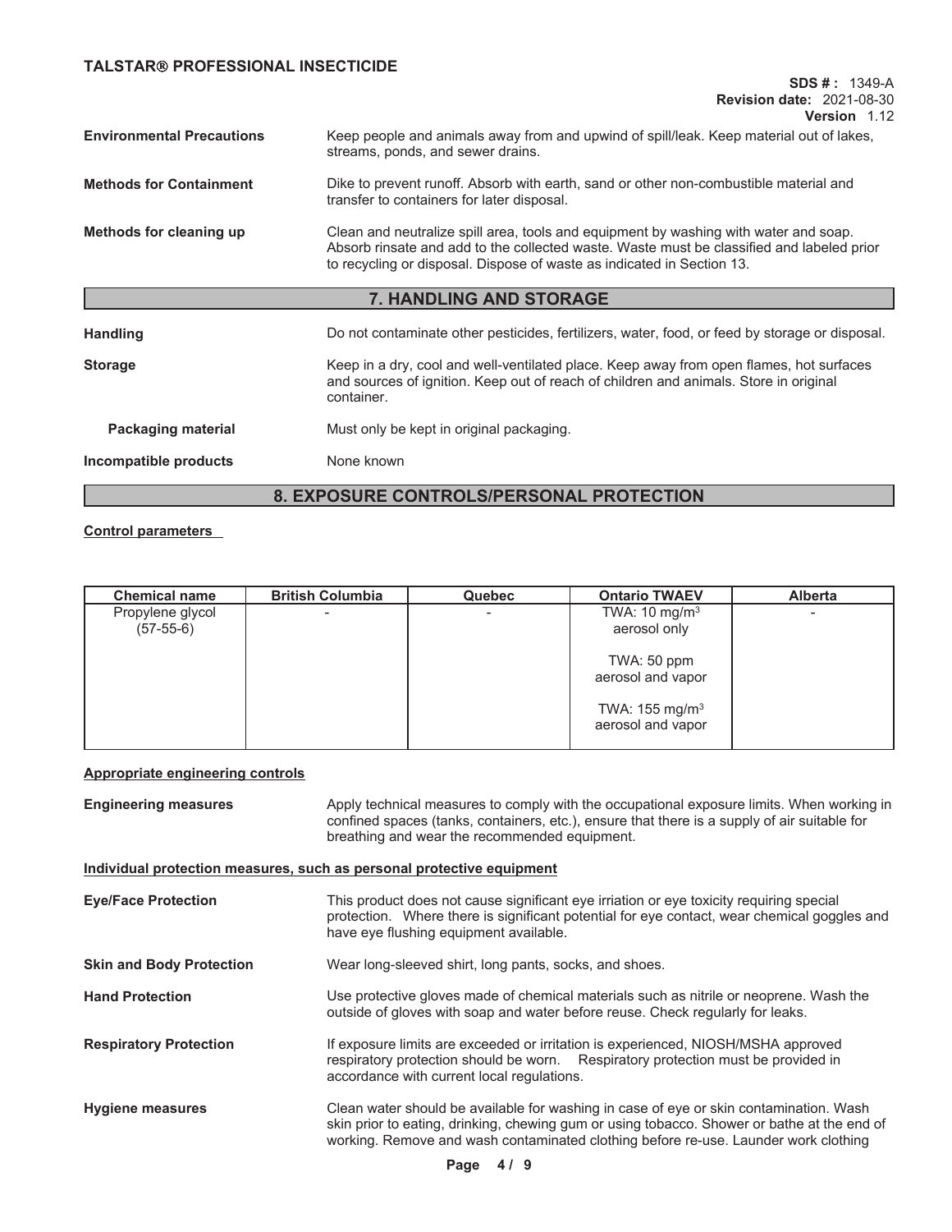**Environmental Precautions** Keep people and animals away from and upwind of spill/leak. Keep material out of lakes, streams, ponds, and sewer drains.

**Methods for Containment** Dike to prevent runoff. Absorb with earth, sand or other non-combustible material and transfer to containers for later disposal.

**Methods for cleaning up** Clean and neutralize spill area, tools and equipment by washing with water and soap. Absorb rinsate and add to the collected waste. Waste must be classified and labeled prior to recycling or disposal. Dispose of waste as indicated in Section 13.

## 7. HANDLING AND STORAGE

**Handling** Do not contaminate other pesticides, fertilizers, water, food, or feed by storage or disposal.

**Storage** Keep in a dry, cool and well-ventilated place. Keep away from open flames, hot surfaces and sources of ignition. Keep out of reach of children and animals. Store in original container.

**Packaging material** Must only be kept in original packaging.

**Incompatible products** None known

## 8. EXPOSURE CONTROLS/PERSONAL PROTECTION

**Control parameters**

| Chemical name | British Columbia | Quebec | Ontario TWAEV | Alberta |
|---|---|---|---|---|
| Propylene glycol (57-55-6) | - | - | TWA: 10 mg/m$^3$ aerosol only<br>TWA: 50 ppm aerosol and vapor<br>TWA: 155 mg/m$^3$ aerosol and vapor | - |

**Appropriate engineering controls**

**Engineering measures** Apply technical measures to comply with the occupational exposure limits. When working in confined spaces (tanks, containers, etc.), ensure that there is a supply of air suitable for breathing and wear the recommended equipment.

**Individual protection measures, such as personal protective equipment**

**Eye/Face Protection** This product does not cause significant eye irriation or eye toxicity requiring special protection. Where there is significant potential for eye contact, wear chemical goggles and have eye flushing equipment available.

**Skin and Body Protection** Wear long-sleeved shirt, long pants, socks, and shoes.

**Hand Protection** Use protective gloves made of chemical materials such as nitrile or neoprene. Wash the outside of gloves with soap and water before reuse. Check regularly for leaks.

**Respiratory Protection** If exposure limits are exceeded or irritation is experienced, NIOSH/MSHA approved respiratory protection should be worn. Respiratory protection must be provided in accordance with current local regulations.

**Hygiene measures** Clean water should be available for washing in case of eye or skin contamination. Wash skin prior to eating, drinking, chewing gum or using tobacco. Shower or bathe at the end of working. Remove and wash contaminated clothing before re-use. Launder work clothing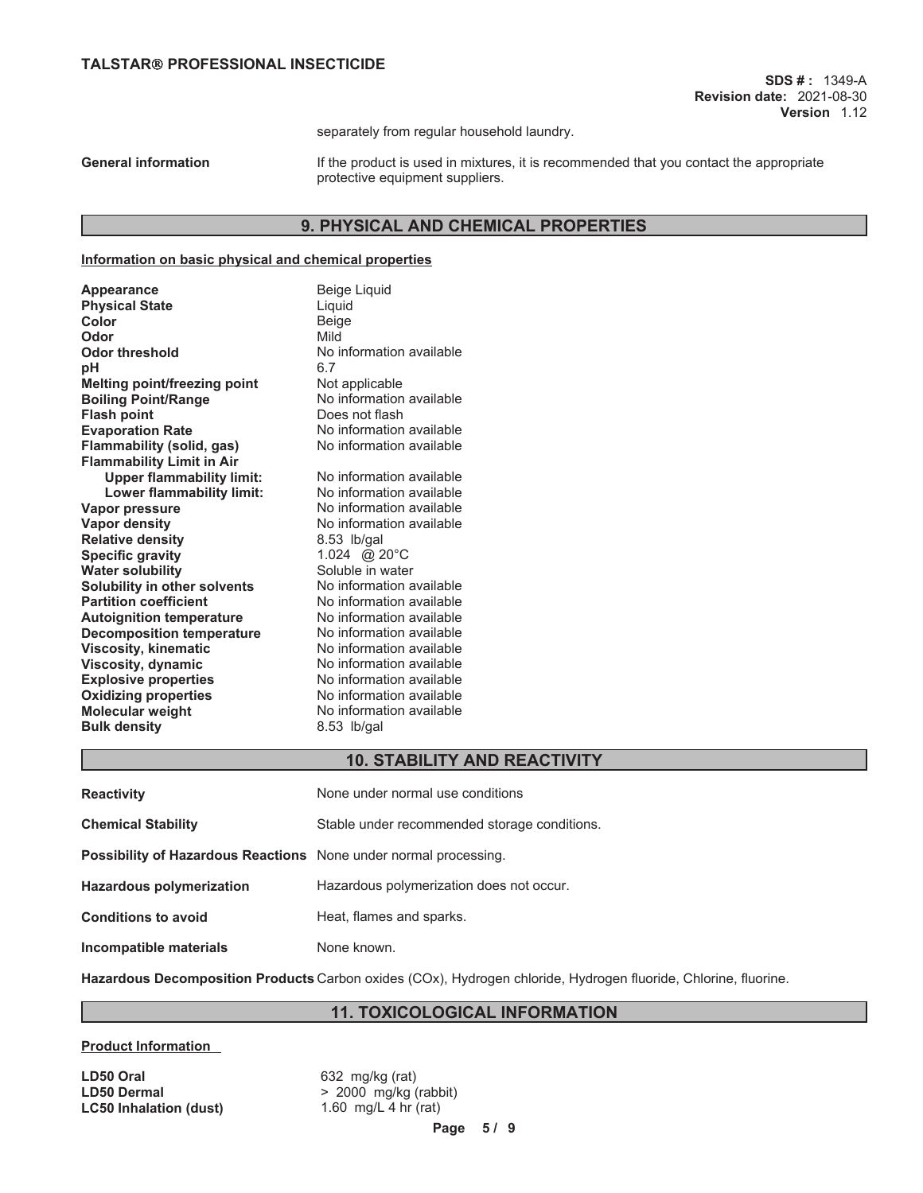separately from regular household laundry.

**General information** If the product is used in mixtures, it is recommended that you contact the appropriate protective equipment suppliers.

## 9. PHYSICAL AND CHEMICAL PROPERTIES

**Information on basic physical and chemical properties**

| Property | Value |
|---|---|
| **Appearance** | Beige Liquid |
| **Physical State** | Liquid |
| **Color** | Beige |
| **Odor** | Mild |
| **Odor threshold** | No information available |
| **pH** | 6.7 |
| **Melting point/freezing point** | Not applicable |
| **Boiling Point/Range** | No information available |
| **Flash point** | Does not flash |
| **Evaporation Rate** | No information available |
| **Flammability (solid, gas)** | No information available |
| **Flammability Limit in Air** | |
| **Upper flammability limit:** | No information available |
| **Lower flammability limit:** | No information available |
| **Vapor pressure** | No information available |
| **Vapor density** | No information available |
| **Relative density** | 8.53 lb/gal |
| **Specific gravity** | 1.024 @ 20°C |
| **Water solubility** | Soluble in water |
| **Solubility in other solvents** | No information available |
| **Partition coefficient** | No information available |
| **Autoignition temperature** | No information available |
| **Decomposition temperature** | No information available |
| **Viscosity, kinematic** | No information available |
| **Viscosity, dynamic** | No information available |
| **Explosive properties** | No information available |
| **Oxidizing properties** | No information available |
| **Molecular weight** | No information available |
| **Bulk density** | 8.53 lb/gal |

## 10. STABILITY AND REACTIVITY

**Reactivity** None under normal use conditions

**Chemical Stability** Stable under recommended storage conditions.

**Possibility of Hazardous Reactions** None under normal processing.

**Hazardous polymerization** Hazardous polymerization does not occur.

**Conditions to avoid** Heat, flames and sparks.

**Incompatible materials** None known.

**Hazardous Decomposition Products** Carbon oxides (COx), Hydrogen chloride, Hydrogen fluoride, Chlorine, fluorine.

## 11. TOXICOLOGICAL INFORMATION

**Product Information**

| | |
|---|---|
| **LD50 Oral** | 632 mg/kg (rat) |
| **LD50 Dermal** | > 2000 mg/kg (rabbit) |
| **LC50 Inhalation (dust)** | 1.60 mg/L 4 hr (rat) |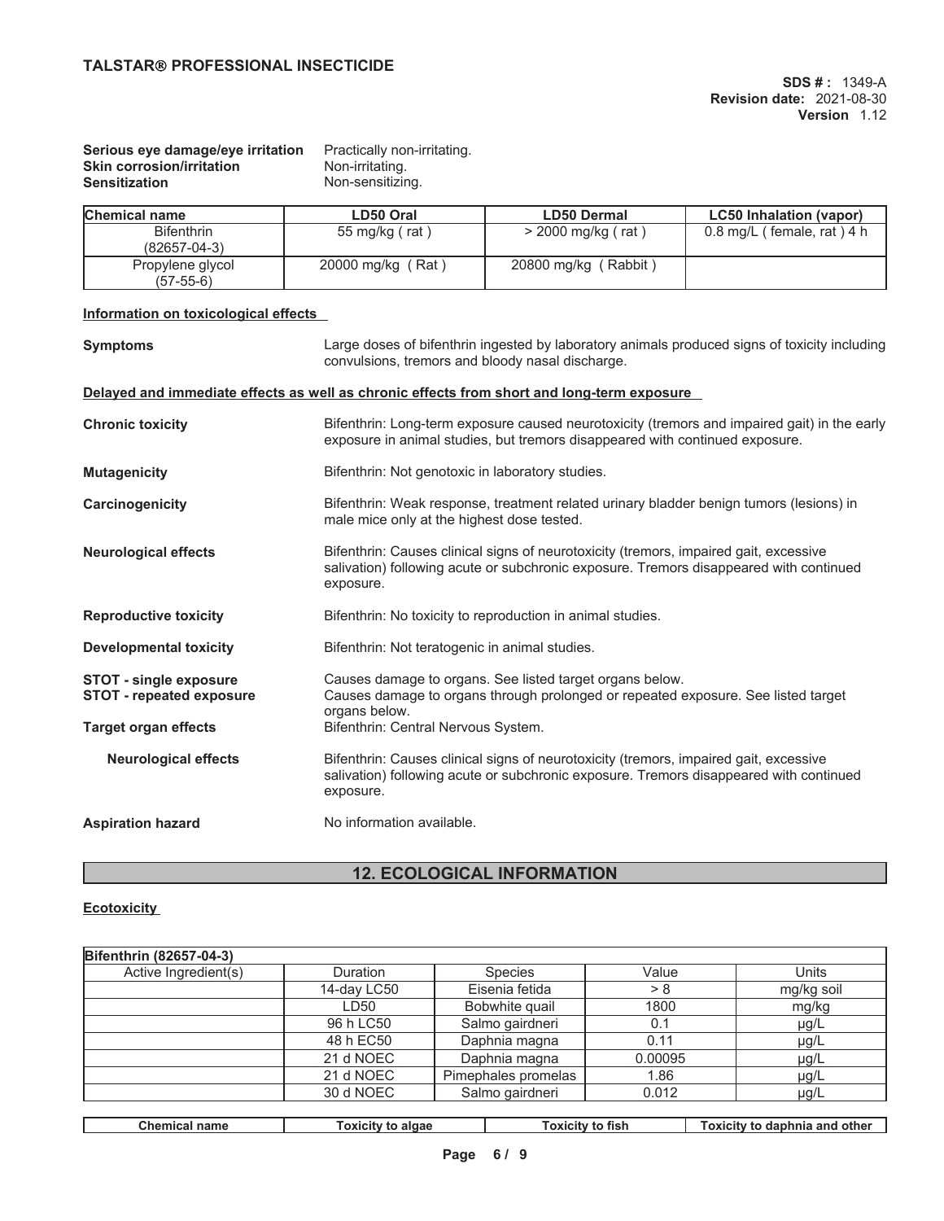**Serious eye damage/eye irritation** Practically non-irritating.
**Skin corrosion/irritation** Non-irritating.
**Sensitization** Non-sensitizing.

| Chemical name | LD50 Oral | LD50 Dermal | LC50 Inhalation (vapor) |
|---|---|---|---|
| Bifenthrin (82657-04-3) | 55 mg/kg ( rat ) | > 2000 mg/kg ( rat ) | 0.8 mg/L ( female, rat ) 4 h |
| Propylene glycol (57-55-6) | 20000 mg/kg ( Rat ) | 20800 mg/kg ( Rabbit ) | |

**Information on toxicological effects**

**Symptoms** Large doses of bifenthrin ingested by laboratory animals produced signs of toxicity including convulsions, tremors and bloody nasal discharge.

**Delayed and immediate effects as well as chronic effects from short and long-term exposure**

**Chronic toxicity** Bifenthrin: Long-term exposure caused neurotoxicity (tremors and impaired gait) in the early exposure in animal studies, but tremors disappeared with continued exposure.

**Mutagenicity** Bifenthrin: Not genotoxic in laboratory studies.

**Carcinogenicity** Bifenthrin: Weak response, treatment related urinary bladder benign tumors (lesions) in male mice only at the highest dose tested.

**Neurological effects** Bifenthrin: Causes clinical signs of neurotoxicity (tremors, impaired gait, excessive salivation) following acute or subchronic exposure. Tremors disappeared with continued exposure.

**Reproductive toxicity** Bifenthrin: No toxicity to reproduction in animal studies.

**Developmental toxicity** Bifenthrin: Not teratogenic in animal studies.

**STOT - single exposure** Causes damage to organs. See listed target organs below.
**STOT - repeated exposure** Causes damage to organs through prolonged or repeated exposure. See listed target organs below.
**Target organ effects** Bifenthrin: Central Nervous System.

**Neurological effects** Bifenthrin: Causes clinical signs of neurotoxicity (tremors, impaired gait, excessive salivation) following acute or subchronic exposure. Tremors disappeared with continued exposure.

**Aspiration hazard** No information available.

## 12. ECOLOGICAL INFORMATION

**Ecotoxicity**

| Bifenthrin (82657-04-3) | | | | |
|---|---|---|---|---|
| Active Ingredient(s) | Duration | Species | Value | Units |
| | 14-day LC50 | Eisenia fetida | > 8 | mg/kg soil |
| | LD50 | Bobwhite quail | 1800 | mg/kg |
| | 96 h LC50 | Salmo gairdneri | 0.1 | µg/L |
| | 48 h EC50 | Daphnia magna | 0.11 | µg/L |
| | 21 d NOEC | Daphnia magna | 0.00095 | µg/L |
| | 21 d NOEC | Pimephales promelas | 1.86 | µg/L |
| | 30 d NOEC | Salmo gairdneri | 0.012 | µg/L |

| Chemical name | Toxicity to algae | Toxicity to fish | Toxicity to daphnia and other |
|---|---|---|---|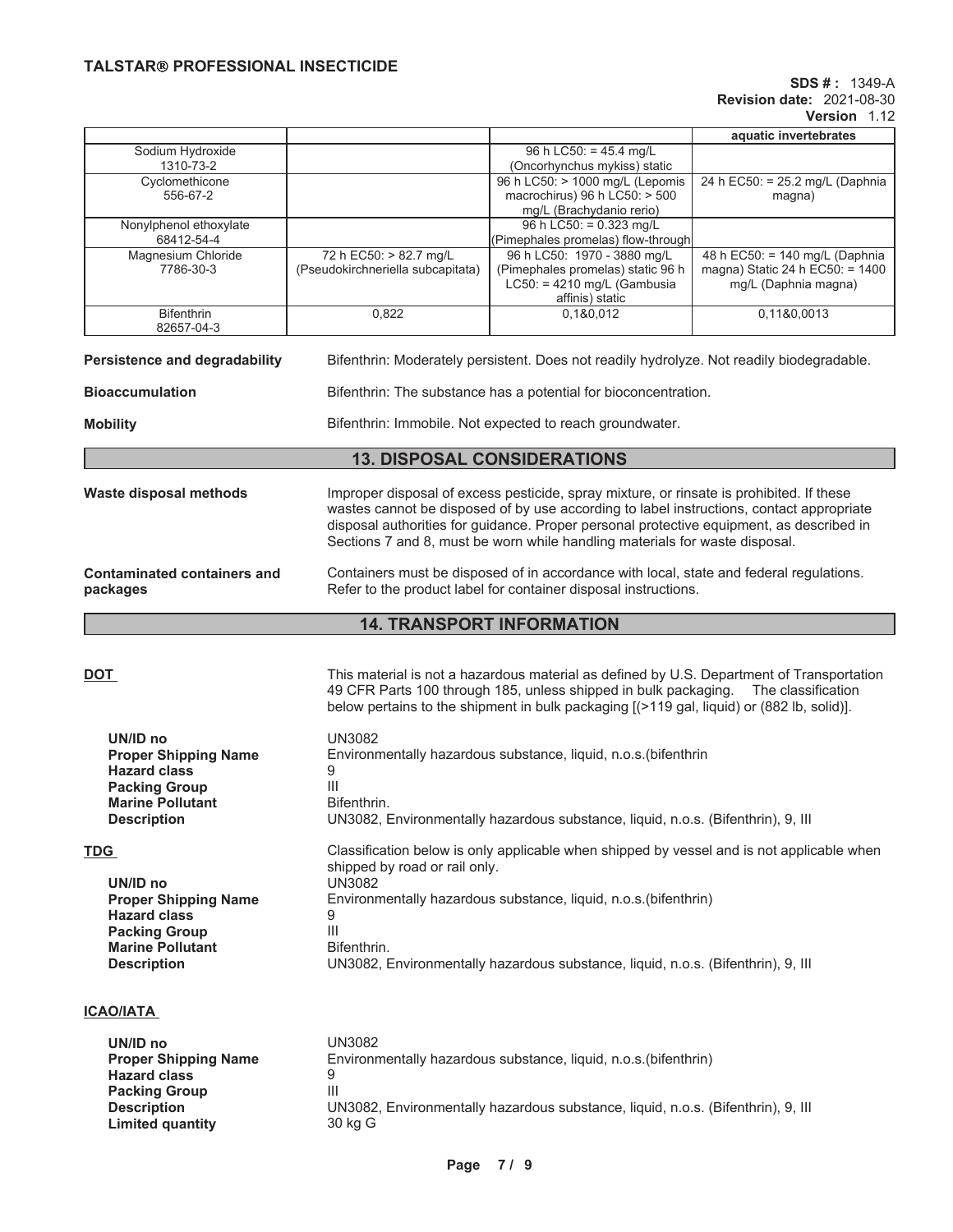| | | | aquatic invertebrates |
|---|---|---|---|
| Sodium Hydroxide 1310-73-2 | | 96 h LC50: = 45.4 mg/L (Oncorhynchus mykiss) static | |
| Cyclomethicone 556-67-2 | | 96 h LC50: > 1000 mg/L (Lepomis macrochirus) 96 h LC50: > 500 mg/L (Brachydanio rerio) | 24 h EC50: = 25.2 mg/L (Daphnia magna) |
| Nonylphenol ethoxylate 68412-54-4 | | 96 h LC50: = 0.323 mg/L (Pimephales promelas) flow-through | |
| Magnesium Chloride 7786-30-3 | 72 h EC50: > 82.7 mg/L (Pseudokirchneriella subcapitata) | 96 h LC50: 1970 - 3880 mg/L (Pimephales promelas) static 96 h LC50: = 4210 mg/L (Gambusia affinis) static | 48 h EC50: = 140 mg/L (Daphnia magna) Static 24 h EC50: = 1400 mg/L (Daphnia magna) |
| Bifenthrin 82657-04-3 | 0,822 | 0,1&0,012 | 0,11&0,0013 |

**Persistence and degradability** Bifenthrin: Moderately persistent. Does not readily hydrolyze. Not readily biodegradable.

**Bioaccumulation** Bifenthrin: The substance has a potential for bioconcentration.

**Mobility** Bifenthrin: Immobile. Not expected to reach groundwater.

## 13. DISPOSAL CONSIDERATIONS

**Waste disposal methods** Improper disposal of excess pesticide, spray mixture, or rinsate is prohibited. If these wastes cannot be disposed of by use according to label instructions, contact appropriate disposal authorities for guidance. Proper personal protective equipment, as described in Sections 7 and 8, must be worn while handling materials for waste disposal.

**Contaminated containers and packages** Containers must be disposed of in accordance with local, state and federal regulations. Refer to the product label for container disposal instructions.

## 14. TRANSPORT INFORMATION

**DOT** This material is not a hazardous material as defined by U.S. Department of Transportation 49 CFR Parts 100 through 185, unless shipped in bulk packaging. The classification below pertains to the shipment in bulk packaging [(>119 gal, liquid) or (882 lb, solid)].

**UN/ID no** UN3082
**Proper Shipping Name** Environmentally hazardous substance, liquid, n.o.s.(bifenthrin
**Hazard class** 9
**Packing Group** III
**Marine Pollutant** Bifenthrin.
**Description** UN3082, Environmentally hazardous substance, liquid, n.o.s. (Bifenthrin), 9, III

**TDG** Classification below is only applicable when shipped by vessel and is not applicable when shipped by road or rail only.

**UN/ID no** UN3082
**Proper Shipping Name** Environmentally hazardous substance, liquid, n.o.s.(bifenthrin)
**Hazard class** 9
**Packing Group** III
**Marine Pollutant** Bifenthrin.
**Description** UN3082, Environmentally hazardous substance, liquid, n.o.s. (Bifenthrin), 9, III

**ICAO/IATA**

**UN/ID no** UN3082
**Proper Shipping Name** Environmentally hazardous substance, liquid, n.o.s.(bifenthrin)
**Hazard class** 9
**Packing Group** III
**Description** UN3082, Environmentally hazardous substance, liquid, n.o.s. (Bifenthrin), 9, III
**Limited quantity** 30 kg G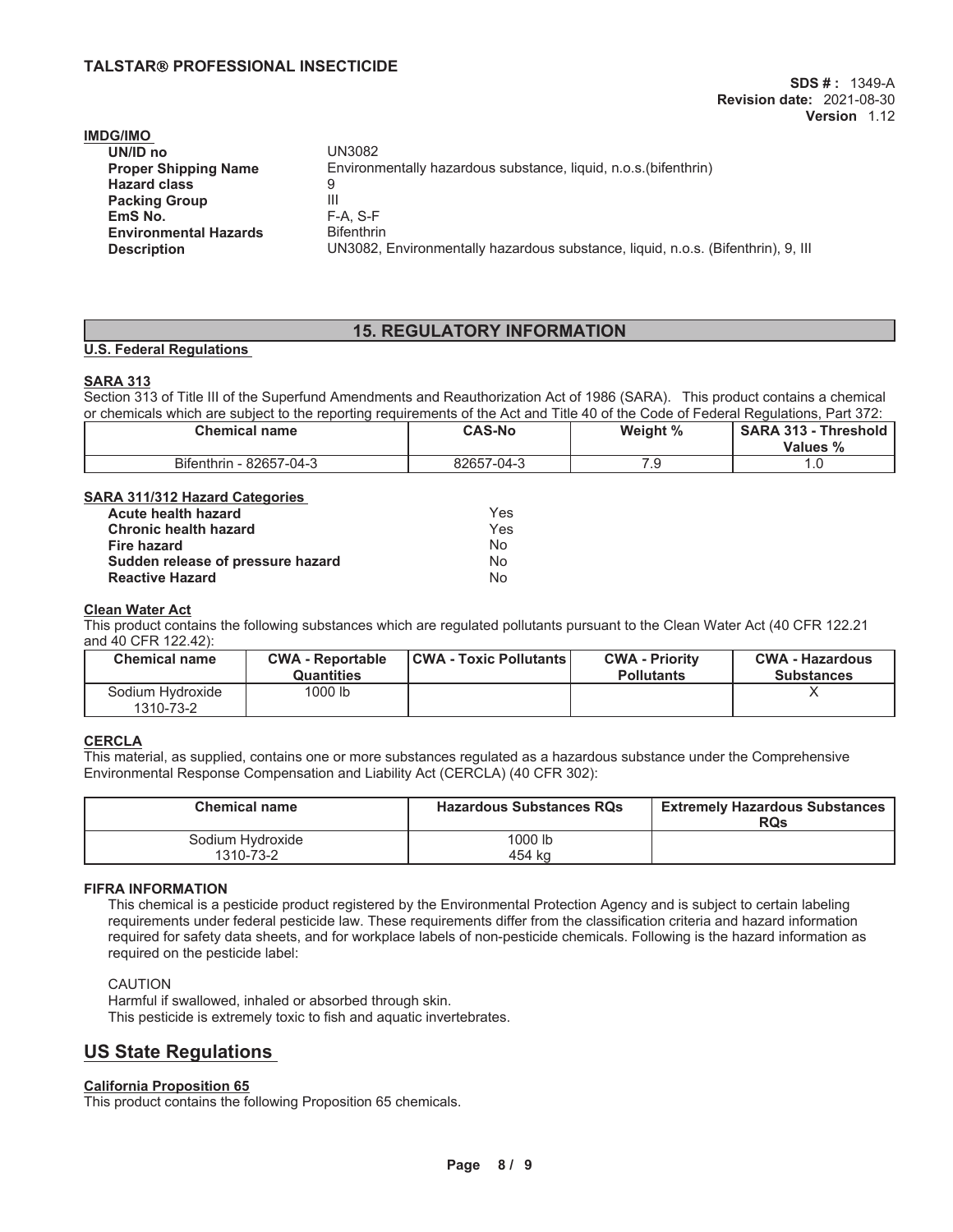**IMDG/IMO**

| | |
|---|---|
| **UN/ID no** | UN3082 |
| **Proper Shipping Name** | Environmentally hazardous substance, liquid, n.o.s.(bifenthrin) |
| **Hazard class** | 9 |
| **Packing Group** | III |
| **EmS No.** | F-A, S-F |
| **Environmental Hazards** | Bifenthrin |
| **Description** | UN3082, Environmentally hazardous substance, liquid, n.o.s. (Bifenthrin), 9, III |

## 15. REGULATORY INFORMATION

**U.S. Federal Regulations**

**SARA 313**

Section 313 of Title III of the Superfund Amendments and Reauthorization Act of 1986 (SARA). This product contains a chemical or chemicals which are subject to the reporting requirements of the Act and Title 40 of the Code of Federal Regulations, Part 372:

| Chemical name | CAS-No | Weight % | SARA 313 - Threshold Values % |
|---|---|---|---|
| Bifenthrin - 82657-04-3 | 82657-04-3 | 7.9 | 1.0 |

**SARA 311/312 Hazard Categories**

| | |
|---|---|
| **Acute health hazard** | Yes |
| **Chronic health hazard** | Yes |
| **Fire hazard** | No |
| **Sudden release of pressure hazard** | No |
| **Reactive Hazard** | No |

**Clean Water Act**

This product contains the following substances which are regulated pollutants pursuant to the Clean Water Act (40 CFR 122.21 and 40 CFR 122.42):

| Chemical name | CWA - Reportable Quantities | CWA - Toxic Pollutants | CWA - Priority Pollutants | CWA - Hazardous Substances |
|---|---|---|---|---|
| Sodium Hydroxide 1310-73-2 | 1000 lb | | | X |

**CERCLA**

This material, as supplied, contains one or more substances regulated as a hazardous substance under the Comprehensive Environmental Response Compensation and Liability Act (CERCLA) (40 CFR 302):

| Chemical name | Hazardous Substances RQs | Extremely Hazardous Substances RQs |
|---|---|---|
| Sodium Hydroxide 1310-73-2 | 1000 lb 454 kg | |

**FIFRA INFORMATION**

This chemical is a pesticide product registered by the Environmental Protection Agency and is subject to certain labeling requirements under federal pesticide law. These requirements differ from the classification criteria and hazard information required for safety data sheets, and for workplace labels of non-pesticide chemicals. Following is the hazard information as required on the pesticide label:

CAUTION

Harmful if swallowed, inhaled or absorbed through skin.

This pesticide is extremely toxic to fish and aquatic invertebrates.

## US State Regulations

**California Proposition 65**

This product contains the following Proposition 65 chemicals.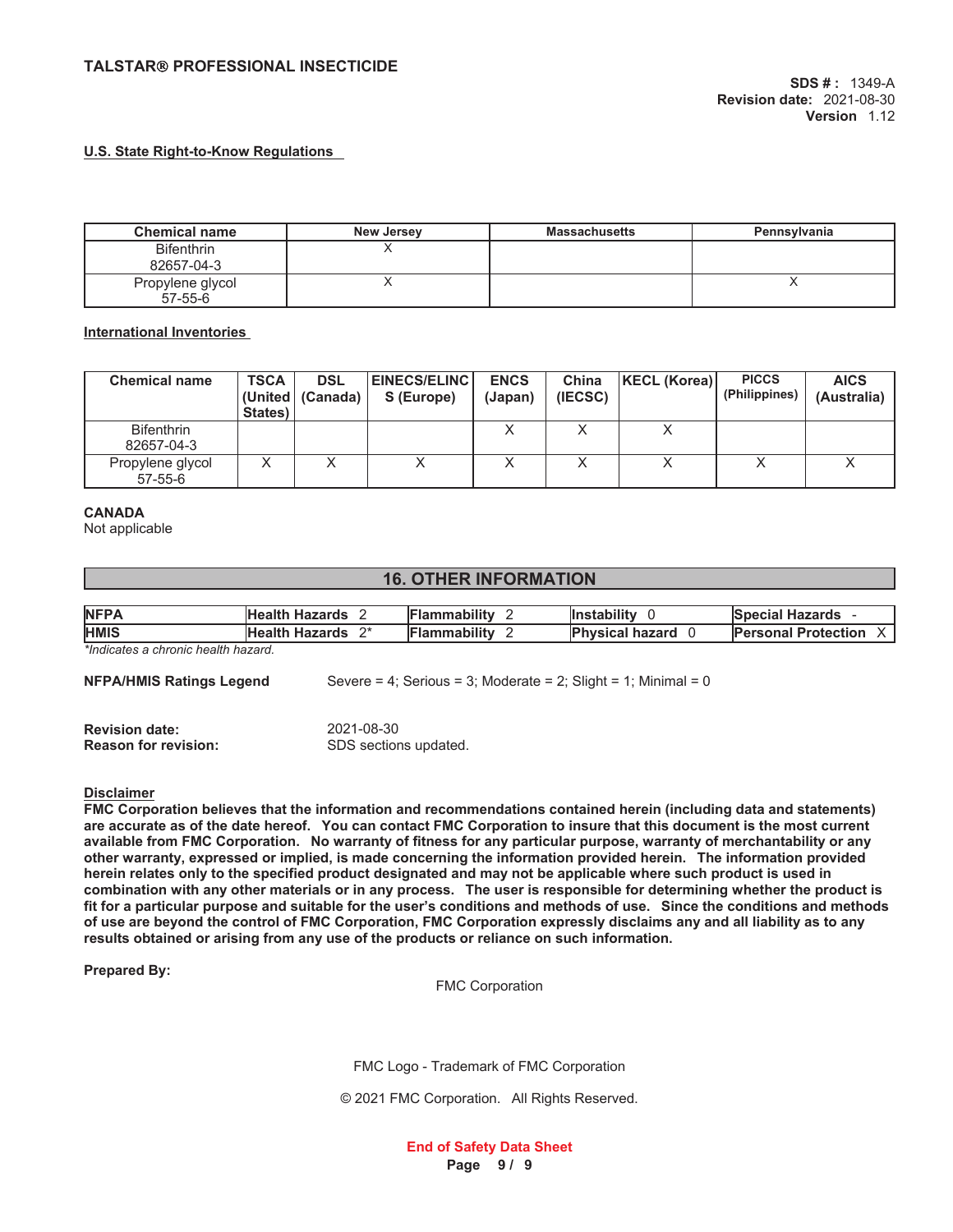**SDS # :** 1349-A
**Revision date:** 2021-08-30
**Version** 1.12

**U.S. State Right-to-Know Regulations**

| Chemical name | New Jersey | Massachusetts | Pennsylvania |
|---|---|---|---|
| Bifenthrin 82657-04-3 | X | | |
| Propylene glycol 57-55-6 | X | | X |

**International Inventories**

| Chemical name | TSCA (United States) | DSL (Canada) | EINECS/ELINCS (Europe) | ENCS (Japan) | China (IECSC) | KECL (Korea) | PICCS (Philippines) | AICS (Australia) |
|---|---|---|---|---|---|---|---|---|
| Bifenthrin 82657-04-3 | | | | X | X | X | | |
| Propylene glycol 57-55-6 | X | X | X | X | X | X | X | X |

**CANADA**
Not applicable

## 16. OTHER INFORMATION

| | | | | |
|---|---|---|---|---|
| **NFPA** | **Health Hazards** 2 | **Flammability** 2 | **Instability** 0 | **Special Hazards** - |
| **HMIS** | **Health Hazards** 2* | **Flammability** 2 | **Physical hazard** 0 | **Personal Protection** X |

*\*Indicates a chronic health hazard.*

**NFPA/HMIS Ratings Legend** Severe = 4; Serious = 3; Moderate = 2; Slight = 1; Minimal = 0

**Revision date:** 2021-08-30
**Reason for revision:** SDS sections updated.

**Disclaimer**
**FMC Corporation believes that the information and recommendations contained herein (including data and statements) are accurate as of the date hereof. You can contact FMC Corporation to insure that this document is the most current available from FMC Corporation. No warranty of fitness for any particular purpose, warranty of merchantability or any other warranty, expressed or implied, is made concerning the information provided herein. The information provided herein relates only to the specified product designated and may not be applicable where such product is used in combination with any other materials or in any process. The user is responsible for determining whether the product is fit for a particular purpose and suitable for the user's conditions and methods of use. Since the conditions and methods of use are beyond the control of FMC Corporation, FMC Corporation expressly disclaims any and all liability as to any results obtained or arising from any use of the products or reliance on such information.**

**Prepared By:**

FMC Corporation

FMC Logo - Trademark of FMC Corporation

© 2021 FMC Corporation. All Rights Reserved.

**End of Safety Data Sheet**